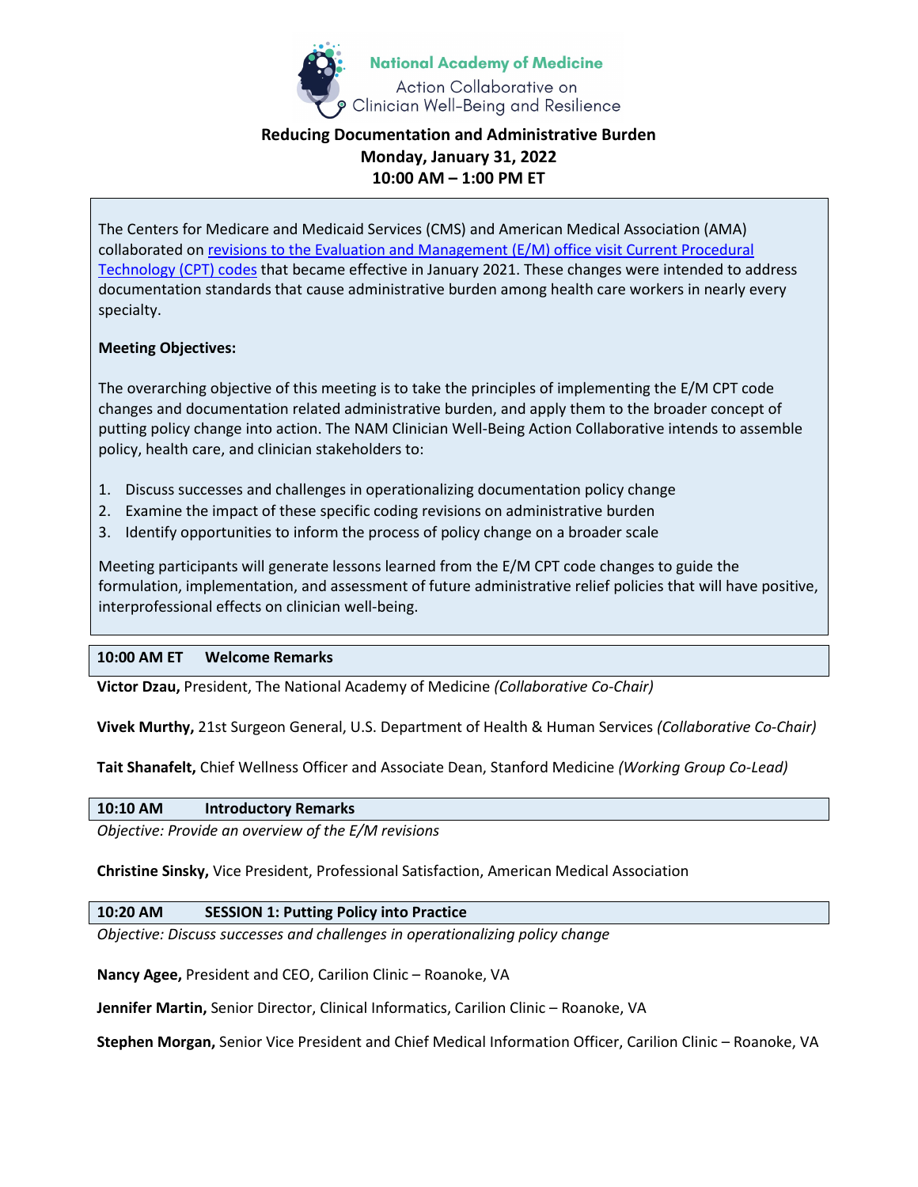National Academy of Medicine

Action Collaborative on Clinician Well-Being and Resilience

**Reducing Documentation and Administrative Burden**
**Monday, January 31, 2022**
**10:00 AM – 1:00 PM ET**

The Centers for Medicare and Medicaid Services (CMS) and American Medical Association (AMA) collaborated on revisions to the Evaluation and Management (E/M) office visit Current Procedural Technology (CPT) codes that became effective in January 2021. These changes were intended to address documentation standards that cause administrative burden among health care workers in nearly every specialty.

**Meeting Objectives:**

The overarching objective of this meeting is to take the principles of implementing the E/M CPT code changes and documentation related administrative burden, and apply them to the broader concept of putting policy change into action. The NAM Clinician Well-Being Action Collaborative intends to assemble policy, health care, and clinician stakeholders to:

1. Discuss successes and challenges in operationalizing documentation policy change
2. Examine the impact of these specific coding revisions on administrative burden
3. Identify opportunities to inform the process of policy change on a broader scale

Meeting participants will generate lessons learned from the E/M CPT code changes to guide the formulation, implementation, and assessment of future administrative relief policies that will have positive, interprofessional effects on clinician well-being.

**10:00 AM ET Welcome Remarks**

**Victor Dzau,** President, The National Academy of Medicine *(Collaborative Co-Chair)*

**Vivek Murthy,** 21st Surgeon General, U.S. Department of Health & Human Services *(Collaborative Co-Chair)*

**Tait Shanafelt,** Chief Wellness Officer and Associate Dean, Stanford Medicine *(Working Group Co-Lead)*

**10:10 AM Introductory Remarks**

*Objective: Provide an overview of the E/M revisions*

**Christine Sinsky,** Vice President, Professional Satisfaction, American Medical Association

**10:20 AM SESSION 1: Putting Policy into Practice**

*Objective: Discuss successes and challenges in operationalizing policy change*

**Nancy Agee,** President and CEO, Carilion Clinic – Roanoke, VA

**Jennifer Martin,** Senior Director, Clinical Informatics, Carilion Clinic – Roanoke, VA

**Stephen Morgan,** Senior Vice President and Chief Medical Information Officer, Carilion Clinic – Roanoke, VA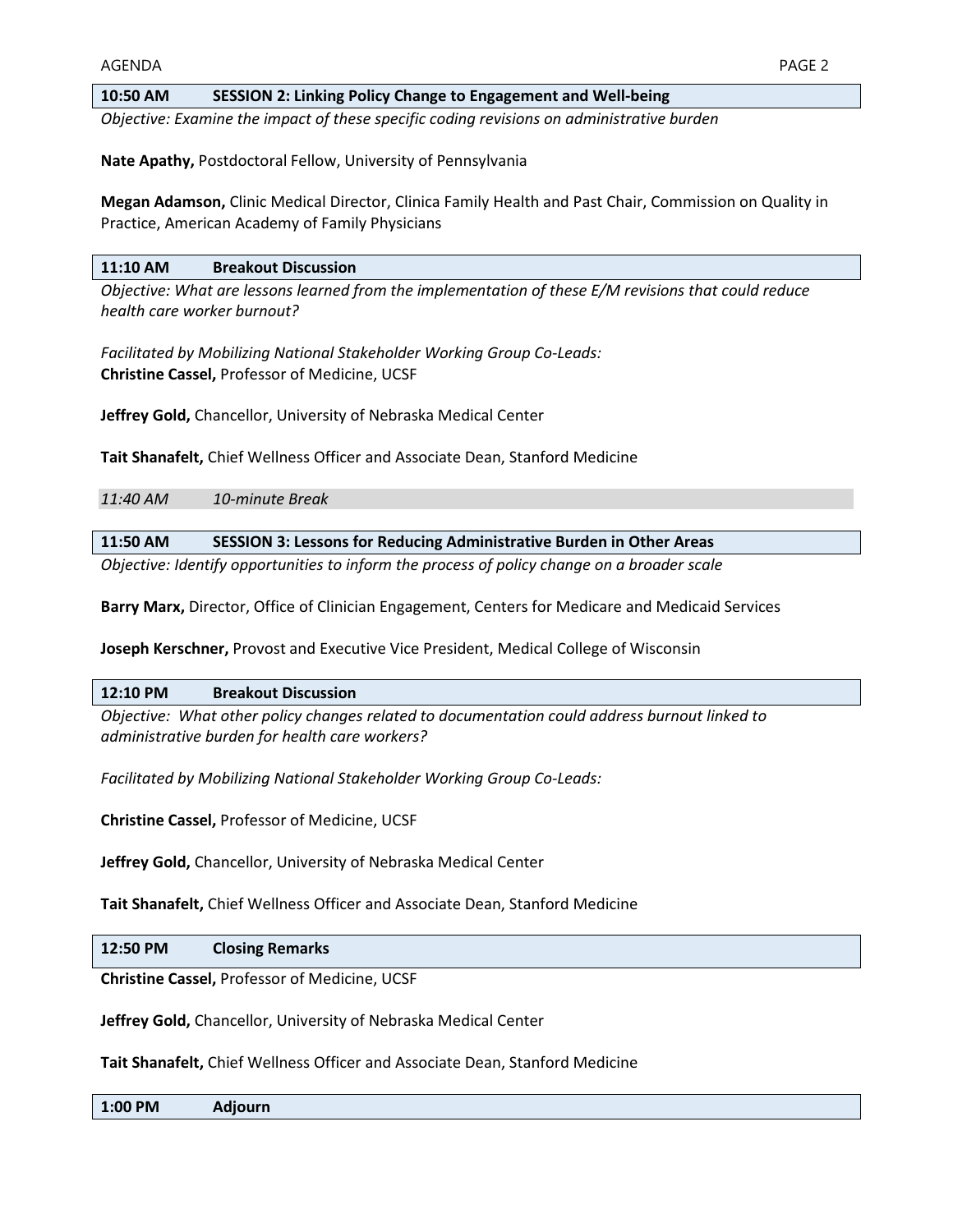### 10:50 AM SESSION 2: Linking Policy Change to Engagement and Well-being

*Objective: Examine the impact of these specific coding revisions on administrative burden*

**Nate Apathy,** Postdoctoral Fellow, University of Pennsylvania

**Megan Adamson,** Clinic Medical Director, Clinica Family Health and Past Chair, Commission on Quality in Practice, American Academy of Family Physicians

### 11:10 AM Breakout Discussion

*Objective: What are lessons learned from the implementation of these E/M revisions that could reduce health care worker burnout?*

*Facilitated by Mobilizing National Stakeholder Working Group Co-Leads:*
**Christine Cassel,** Professor of Medicine, UCSF

**Jeffrey Gold,** Chancellor, University of Nebraska Medical Center

**Tait Shanafelt,** Chief Wellness Officer and Associate Dean, Stanford Medicine

*11:40 AM 10-minute Break*

### 11:50 AM SESSION 3: Lessons for Reducing Administrative Burden in Other Areas

*Objective: Identify opportunities to inform the process of policy change on a broader scale*

**Barry Marx,** Director, Office of Clinician Engagement, Centers for Medicare and Medicaid Services

**Joseph Kerschner,** Provost and Executive Vice President, Medical College of Wisconsin

### 12:10 PM Breakout Discussion

*Objective: What other policy changes related to documentation could address burnout linked to administrative burden for health care workers?*

*Facilitated by Mobilizing National Stakeholder Working Group Co-Leads:*

**Christine Cassel,** Professor of Medicine, UCSF

**Jeffrey Gold,** Chancellor, University of Nebraska Medical Center

**Tait Shanafelt,** Chief Wellness Officer and Associate Dean, Stanford Medicine

### 12:50 PM Closing Remarks

**Christine Cassel,** Professor of Medicine, UCSF

**Jeffrey Gold,** Chancellor, University of Nebraska Medical Center

**Tait Shanafelt,** Chief Wellness Officer and Associate Dean, Stanford Medicine

### 1:00 PM Adjourn